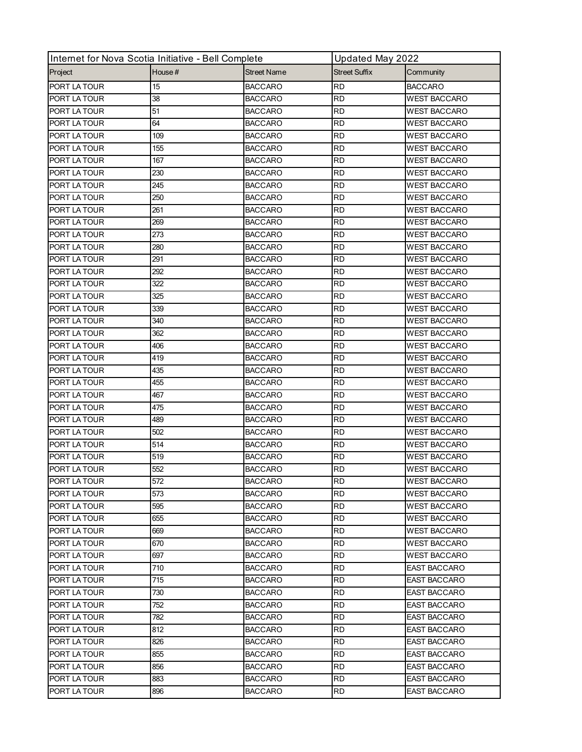| Internet for Nova Scotia Initiative - Bell Complete | | | Updated May 2022 | |
|---|---|---|---|---|
| Project | House # | Street Name | Street Suffix | Community |
| PORT LA TOUR | 15 | BACCARO | RD | BACCARO |
| PORT LA TOUR | 38 | BACCARO | RD | WEST BACCARO |
| PORT LA TOUR | 51 | BACCARO | RD | WEST BACCARO |
| PORT LA TOUR | 64 | BACCARO | RD | WEST BACCARO |
| PORT LA TOUR | 109 | BACCARO | RD | WEST BACCARO |
| PORT LA TOUR | 155 | BACCARO | RD | WEST BACCARO |
| PORT LA TOUR | 167 | BACCARO | RD | WEST BACCARO |
| PORT LA TOUR | 230 | BACCARO | RD | WEST BACCARO |
| PORT LA TOUR | 245 | BACCARO | RD | WEST BACCARO |
| PORT LA TOUR | 250 | BACCARO | RD | WEST BACCARO |
| PORT LA TOUR | 261 | BACCARO | RD | WEST BACCARO |
| PORT LA TOUR | 269 | BACCARO | RD | WEST BACCARO |
| PORT LA TOUR | 273 | BACCARO | RD | WEST BACCARO |
| PORT LA TOUR | 280 | BACCARO | RD | WEST BACCARO |
| PORT LA TOUR | 291 | BACCARO | RD | WEST BACCARO |
| PORT LA TOUR | 292 | BACCARO | RD | WEST BACCARO |
| PORT LA TOUR | 322 | BACCARO | RD | WEST BACCARO |
| PORT LA TOUR | 325 | BACCARO | RD | WEST BACCARO |
| PORT LA TOUR | 339 | BACCARO | RD | WEST BACCARO |
| PORT LA TOUR | 340 | BACCARO | RD | WEST BACCARO |
| PORT LA TOUR | 362 | BACCARO | RD | WEST BACCARO |
| PORT LA TOUR | 406 | BACCARO | RD | WEST BACCARO |
| PORT LA TOUR | 419 | BACCARO | RD | WEST BACCARO |
| PORT LA TOUR | 435 | BACCARO | RD | WEST BACCARO |
| PORT LA TOUR | 455 | BACCARO | RD | WEST BACCARO |
| PORT LA TOUR | 467 | BACCARO | RD | WEST BACCARO |
| PORT LA TOUR | 475 | BACCARO | RD | WEST BACCARO |
| PORT LA TOUR | 489 | BACCARO | RD | WEST BACCARO |
| PORT LA TOUR | 502 | BACCARO | RD | WEST BACCARO |
| PORT LA TOUR | 514 | BACCARO | RD | WEST BACCARO |
| PORT LA TOUR | 519 | BACCARO | RD | WEST BACCARO |
| PORT LA TOUR | 552 | BACCARO | RD | WEST BACCARO |
| PORT LA TOUR | 572 | BACCARO | RD | WEST BACCARO |
| PORT LA TOUR | 573 | BACCARO | RD | WEST BACCARO |
| PORT LA TOUR | 595 | BACCARO | RD | WEST BACCARO |
| PORT LA TOUR | 655 | BACCARO | RD | WEST BACCARO |
| PORT LA TOUR | 669 | BACCARO | RD | WEST BACCARO |
| PORT LA TOUR | 670 | BACCARO | RD | WEST BACCARO |
| PORT LA TOUR | 697 | BACCARO | RD | WEST BACCARO |
| PORT LA TOUR | 710 | BACCARO | RD | EAST BACCARO |
| PORT LA TOUR | 715 | BACCARO | RD | EAST BACCARO |
| PORT LA TOUR | 730 | BACCARO | RD | EAST BACCARO |
| PORT LA TOUR | 752 | BACCARO | RD | EAST BACCARO |
| PORT LA TOUR | 782 | BACCARO | RD | EAST BACCARO |
| PORT LA TOUR | 812 | BACCARO | RD | EAST BACCARO |
| PORT LA TOUR | 826 | BACCARO | RD | EAST BACCARO |
| PORT LA TOUR | 855 | BACCARO | RD | EAST BACCARO |
| PORT LA TOUR | 856 | BACCARO | RD | EAST BACCARO |
| PORT LA TOUR | 883 | BACCARO | RD | EAST BACCARO |
| PORT LA TOUR | 896 | BACCARO | RD | EAST BACCARO |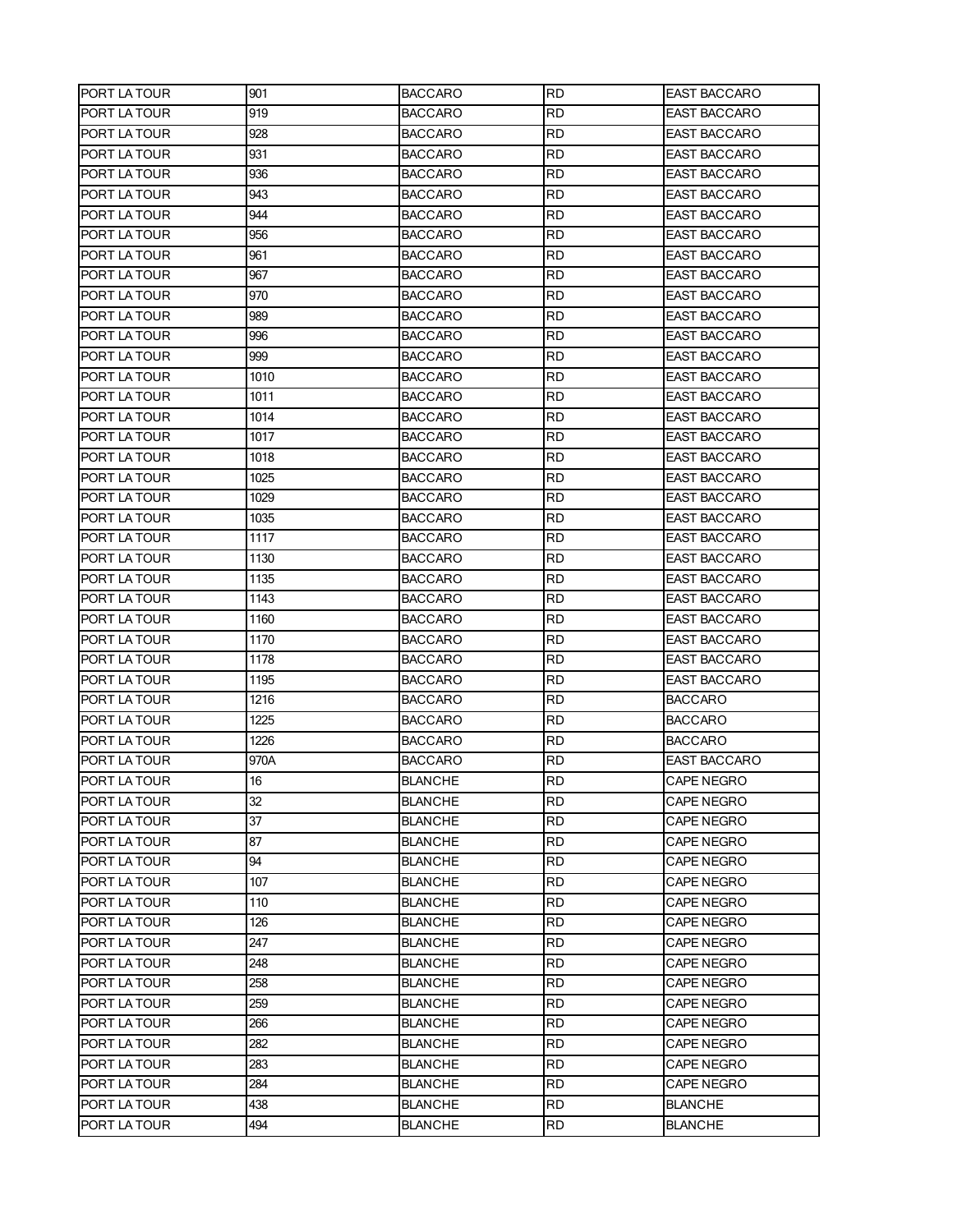| | | | | |
|---|---|---|---|---|
| PORT LA TOUR | 901 | BACCARO | RD | EAST BACCARO |
| PORT LA TOUR | 919 | BACCARO | RD | EAST BACCARO |
| PORT LA TOUR | 928 | BACCARO | RD | EAST BACCARO |
| PORT LA TOUR | 931 | BACCARO | RD | EAST BACCARO |
| PORT LA TOUR | 936 | BACCARO | RD | EAST BACCARO |
| PORT LA TOUR | 943 | BACCARO | RD | EAST BACCARO |
| PORT LA TOUR | 944 | BACCARO | RD | EAST BACCARO |
| PORT LA TOUR | 956 | BACCARO | RD | EAST BACCARO |
| PORT LA TOUR | 961 | BACCARO | RD | EAST BACCARO |
| PORT LA TOUR | 967 | BACCARO | RD | EAST BACCARO |
| PORT LA TOUR | 970 | BACCARO | RD | EAST BACCARO |
| PORT LA TOUR | 989 | BACCARO | RD | EAST BACCARO |
| PORT LA TOUR | 996 | BACCARO | RD | EAST BACCARO |
| PORT LA TOUR | 999 | BACCARO | RD | EAST BACCARO |
| PORT LA TOUR | 1010 | BACCARO | RD | EAST BACCARO |
| PORT LA TOUR | 1011 | BACCARO | RD | EAST BACCARO |
| PORT LA TOUR | 1014 | BACCARO | RD | EAST BACCARO |
| PORT LA TOUR | 1017 | BACCARO | RD | EAST BACCARO |
| PORT LA TOUR | 1018 | BACCARO | RD | EAST BACCARO |
| PORT LA TOUR | 1025 | BACCARO | RD | EAST BACCARO |
| PORT LA TOUR | 1029 | BACCARO | RD | EAST BACCARO |
| PORT LA TOUR | 1035 | BACCARO | RD | EAST BACCARO |
| PORT LA TOUR | 1117 | BACCARO | RD | EAST BACCARO |
| PORT LA TOUR | 1130 | BACCARO | RD | EAST BACCARO |
| PORT LA TOUR | 1135 | BACCARO | RD | EAST BACCARO |
| PORT LA TOUR | 1143 | BACCARO | RD | EAST BACCARO |
| PORT LA TOUR | 1160 | BACCARO | RD | EAST BACCARO |
| PORT LA TOUR | 1170 | BACCARO | RD | EAST BACCARO |
| PORT LA TOUR | 1178 | BACCARO | RD | EAST BACCARO |
| PORT LA TOUR | 1195 | BACCARO | RD | EAST BACCARO |
| PORT LA TOUR | 1216 | BACCARO | RD | BACCARO |
| PORT LA TOUR | 1225 | BACCARO | RD | BACCARO |
| PORT LA TOUR | 1226 | BACCARO | RD | BACCARO |
| PORT LA TOUR | 970A | BACCARO | RD | EAST BACCARO |
| PORT LA TOUR | 16 | BLANCHE | RD | CAPE NEGRO |
| PORT LA TOUR | 32 | BLANCHE | RD | CAPE NEGRO |
| PORT LA TOUR | 37 | BLANCHE | RD | CAPE NEGRO |
| PORT LA TOUR | 87 | BLANCHE | RD | CAPE NEGRO |
| PORT LA TOUR | 94 | BLANCHE | RD | CAPE NEGRO |
| PORT LA TOUR | 107 | BLANCHE | RD | CAPE NEGRO |
| PORT LA TOUR | 110 | BLANCHE | RD | CAPE NEGRO |
| PORT LA TOUR | 126 | BLANCHE | RD | CAPE NEGRO |
| PORT LA TOUR | 247 | BLANCHE | RD | CAPE NEGRO |
| PORT LA TOUR | 248 | BLANCHE | RD | CAPE NEGRO |
| PORT LA TOUR | 258 | BLANCHE | RD | CAPE NEGRO |
| PORT LA TOUR | 259 | BLANCHE | RD | CAPE NEGRO |
| PORT LA TOUR | 266 | BLANCHE | RD | CAPE NEGRO |
| PORT LA TOUR | 282 | BLANCHE | RD | CAPE NEGRO |
| PORT LA TOUR | 283 | BLANCHE | RD | CAPE NEGRO |
| PORT LA TOUR | 284 | BLANCHE | RD | CAPE NEGRO |
| PORT LA TOUR | 438 | BLANCHE | RD | BLANCHE |
| PORT LA TOUR | 494 | BLANCHE | RD | BLANCHE |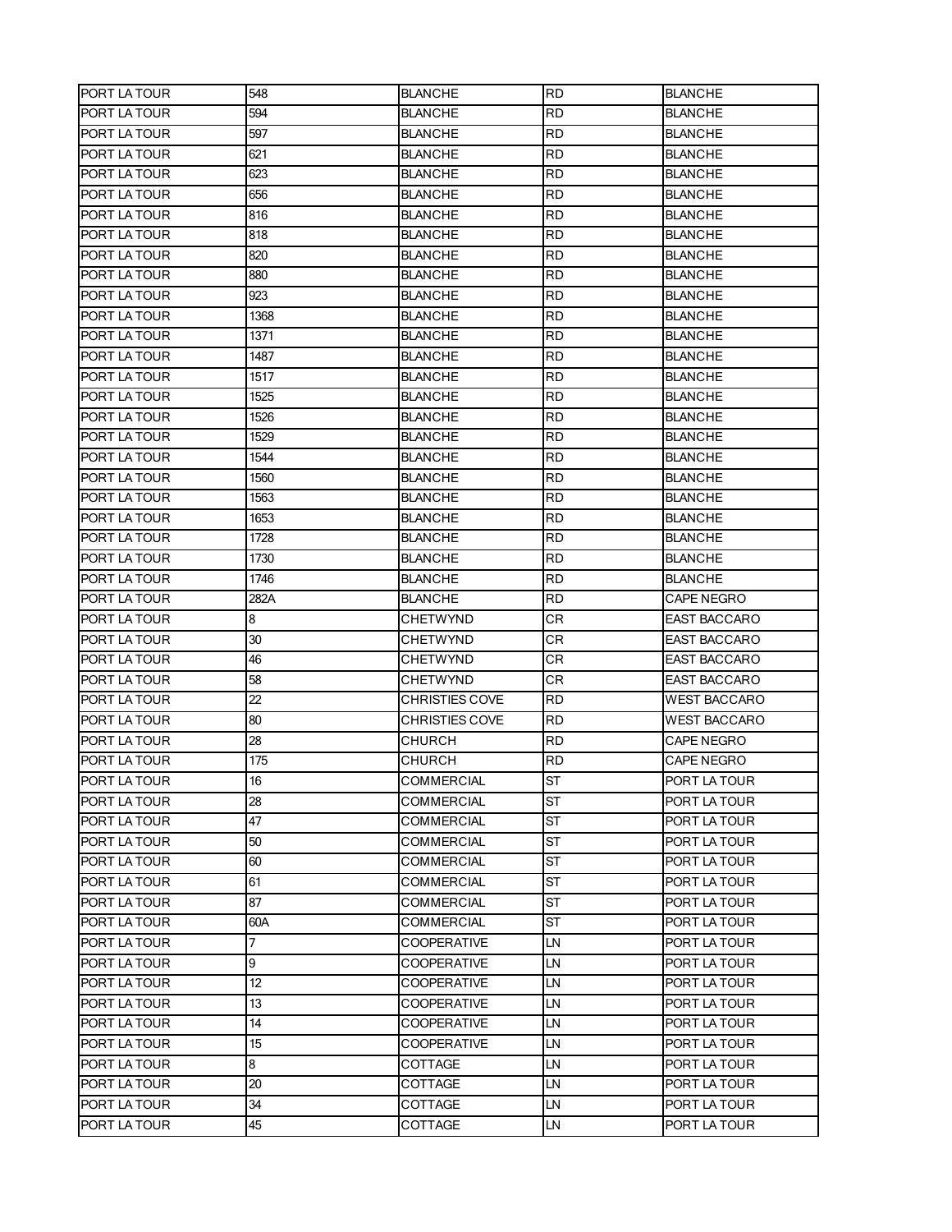| | | | | |
|---|---|---|---|---|
| PORT LA TOUR | 548 | BLANCHE | RD | BLANCHE |
| PORT LA TOUR | 594 | BLANCHE | RD | BLANCHE |
| PORT LA TOUR | 597 | BLANCHE | RD | BLANCHE |
| PORT LA TOUR | 621 | BLANCHE | RD | BLANCHE |
| PORT LA TOUR | 623 | BLANCHE | RD | BLANCHE |
| PORT LA TOUR | 656 | BLANCHE | RD | BLANCHE |
| PORT LA TOUR | 816 | BLANCHE | RD | BLANCHE |
| PORT LA TOUR | 818 | BLANCHE | RD | BLANCHE |
| PORT LA TOUR | 820 | BLANCHE | RD | BLANCHE |
| PORT LA TOUR | 880 | BLANCHE | RD | BLANCHE |
| PORT LA TOUR | 923 | BLANCHE | RD | BLANCHE |
| PORT LA TOUR | 1368 | BLANCHE | RD | BLANCHE |
| PORT LA TOUR | 1371 | BLANCHE | RD | BLANCHE |
| PORT LA TOUR | 1487 | BLANCHE | RD | BLANCHE |
| PORT LA TOUR | 1517 | BLANCHE | RD | BLANCHE |
| PORT LA TOUR | 1525 | BLANCHE | RD | BLANCHE |
| PORT LA TOUR | 1526 | BLANCHE | RD | BLANCHE |
| PORT LA TOUR | 1529 | BLANCHE | RD | BLANCHE |
| PORT LA TOUR | 1544 | BLANCHE | RD | BLANCHE |
| PORT LA TOUR | 1560 | BLANCHE | RD | BLANCHE |
| PORT LA TOUR | 1563 | BLANCHE | RD | BLANCHE |
| PORT LA TOUR | 1653 | BLANCHE | RD | BLANCHE |
| PORT LA TOUR | 1728 | BLANCHE | RD | BLANCHE |
| PORT LA TOUR | 1730 | BLANCHE | RD | BLANCHE |
| PORT LA TOUR | 1746 | BLANCHE | RD | BLANCHE |
| PORT LA TOUR | 282A | BLANCHE | RD | CAPE NEGRO |
| PORT LA TOUR | 8 | CHETWYND | CR | EAST BACCARO |
| PORT LA TOUR | 30 | CHETWYND | CR | EAST BACCARO |
| PORT LA TOUR | 46 | CHETWYND | CR | EAST BACCARO |
| PORT LA TOUR | 58 | CHETWYND | CR | EAST BACCARO |
| PORT LA TOUR | 22 | CHRISTIES COVE | RD | WEST BACCARO |
| PORT LA TOUR | 80 | CHRISTIES COVE | RD | WEST BACCARO |
| PORT LA TOUR | 28 | CHURCH | RD | CAPE NEGRO |
| PORT LA TOUR | 175 | CHURCH | RD | CAPE NEGRO |
| PORT LA TOUR | 16 | COMMERCIAL | ST | PORT LA TOUR |
| PORT LA TOUR | 28 | COMMERCIAL | ST | PORT LA TOUR |
| PORT LA TOUR | 47 | COMMERCIAL | ST | PORT LA TOUR |
| PORT LA TOUR | 50 | COMMERCIAL | ST | PORT LA TOUR |
| PORT LA TOUR | 60 | COMMERCIAL | ST | PORT LA TOUR |
| PORT LA TOUR | 61 | COMMERCIAL | ST | PORT LA TOUR |
| PORT LA TOUR | 87 | COMMERCIAL | ST | PORT LA TOUR |
| PORT LA TOUR | 60A | COMMERCIAL | ST | PORT LA TOUR |
| PORT LA TOUR | 7 | COOPERATIVE | LN | PORT LA TOUR |
| PORT LA TOUR | 9 | COOPERATIVE | LN | PORT LA TOUR |
| PORT LA TOUR | 12 | COOPERATIVE | LN | PORT LA TOUR |
| PORT LA TOUR | 13 | COOPERATIVE | LN | PORT LA TOUR |
| PORT LA TOUR | 14 | COOPERATIVE | LN | PORT LA TOUR |
| PORT LA TOUR | 15 | COOPERATIVE | LN | PORT LA TOUR |
| PORT LA TOUR | 8 | COTTAGE | LN | PORT LA TOUR |
| PORT LA TOUR | 20 | COTTAGE | LN | PORT LA TOUR |
| PORT LA TOUR | 34 | COTTAGE | LN | PORT LA TOUR |
| PORT LA TOUR | 45 | COTTAGE | LN | PORT LA TOUR |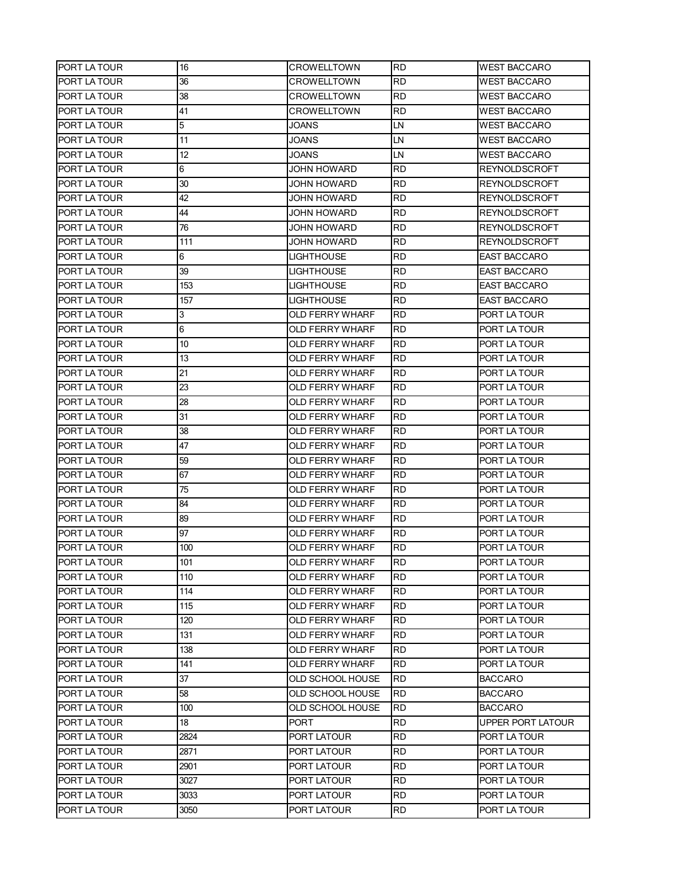| | | | | |
|---|---|---|---|---|
| PORT LA TOUR | 16 | CROWELLTOWN | RD | WEST BACCARO |
| PORT LA TOUR | 36 | CROWELLTOWN | RD | WEST BACCARO |
| PORT LA TOUR | 38 | CROWELLTOWN | RD | WEST BACCARO |
| PORT LA TOUR | 41 | CROWELLTOWN | RD | WEST BACCARO |
| PORT LA TOUR | 5 | JOANS | LN | WEST BACCARO |
| PORT LA TOUR | 11 | JOANS | LN | WEST BACCARO |
| PORT LA TOUR | 12 | JOANS | LN | WEST BACCARO |
| PORT LA TOUR | 6 | JOHN HOWARD | RD | REYNOLDSCROFT |
| PORT LA TOUR | 30 | JOHN HOWARD | RD | REYNOLDSCROFT |
| PORT LA TOUR | 42 | JOHN HOWARD | RD | REYNOLDSCROFT |
| PORT LA TOUR | 44 | JOHN HOWARD | RD | REYNOLDSCROFT |
| PORT LA TOUR | 76 | JOHN HOWARD | RD | REYNOLDSCROFT |
| PORT LA TOUR | 111 | JOHN HOWARD | RD | REYNOLDSCROFT |
| PORT LA TOUR | 6 | LIGHTHOUSE | RD | EAST BACCARO |
| PORT LA TOUR | 39 | LIGHTHOUSE | RD | EAST BACCARO |
| PORT LA TOUR | 153 | LIGHTHOUSE | RD | EAST BACCARO |
| PORT LA TOUR | 157 | LIGHTHOUSE | RD | EAST BACCARO |
| PORT LA TOUR | 3 | OLD FERRY WHARF | RD | PORT LA TOUR |
| PORT LA TOUR | 6 | OLD FERRY WHARF | RD | PORT LA TOUR |
| PORT LA TOUR | 10 | OLD FERRY WHARF | RD | PORT LA TOUR |
| PORT LA TOUR | 13 | OLD FERRY WHARF | RD | PORT LA TOUR |
| PORT LA TOUR | 21 | OLD FERRY WHARF | RD | PORT LA TOUR |
| PORT LA TOUR | 23 | OLD FERRY WHARF | RD | PORT LA TOUR |
| PORT LA TOUR | 28 | OLD FERRY WHARF | RD | PORT LA TOUR |
| PORT LA TOUR | 31 | OLD FERRY WHARF | RD | PORT LA TOUR |
| PORT LA TOUR | 38 | OLD FERRY WHARF | RD | PORT LA TOUR |
| PORT LA TOUR | 47 | OLD FERRY WHARF | RD | PORT LA TOUR |
| PORT LA TOUR | 59 | OLD FERRY WHARF | RD | PORT LA TOUR |
| PORT LA TOUR | 67 | OLD FERRY WHARF | RD | PORT LA TOUR |
| PORT LA TOUR | 75 | OLD FERRY WHARF | RD | PORT LA TOUR |
| PORT LA TOUR | 84 | OLD FERRY WHARF | RD | PORT LA TOUR |
| PORT LA TOUR | 89 | OLD FERRY WHARF | RD | PORT LA TOUR |
| PORT LA TOUR | 97 | OLD FERRY WHARF | RD | PORT LA TOUR |
| PORT LA TOUR | 100 | OLD FERRY WHARF | RD | PORT LA TOUR |
| PORT LA TOUR | 101 | OLD FERRY WHARF | RD | PORT LA TOUR |
| PORT LA TOUR | 110 | OLD FERRY WHARF | RD | PORT LA TOUR |
| PORT LA TOUR | 114 | OLD FERRY WHARF | RD | PORT LA TOUR |
| PORT LA TOUR | 115 | OLD FERRY WHARF | RD | PORT LA TOUR |
| PORT LA TOUR | 120 | OLD FERRY WHARF | RD | PORT LA TOUR |
| PORT LA TOUR | 131 | OLD FERRY WHARF | RD | PORT LA TOUR |
| PORT LA TOUR | 138 | OLD FERRY WHARF | RD | PORT LA TOUR |
| PORT LA TOUR | 141 | OLD FERRY WHARF | RD | PORT LA TOUR |
| PORT LA TOUR | 37 | OLD SCHOOL HOUSE | RD | BACCARO |
| PORT LA TOUR | 58 | OLD SCHOOL HOUSE | RD | BACCARO |
| PORT LA TOUR | 100 | OLD SCHOOL HOUSE | RD | BACCARO |
| PORT LA TOUR | 18 | PORT | RD | UPPER PORT LATOUR |
| PORT LA TOUR | 2824 | PORT LATOUR | RD | PORT LA TOUR |
| PORT LA TOUR | 2871 | PORT LATOUR | RD | PORT LA TOUR |
| PORT LA TOUR | 2901 | PORT LATOUR | RD | PORT LA TOUR |
| PORT LA TOUR | 3027 | PORT LATOUR | RD | PORT LA TOUR |
| PORT LA TOUR | 3033 | PORT LATOUR | RD | PORT LA TOUR |
| PORT LA TOUR | 3050 | PORT LATOUR | RD | PORT LA TOUR |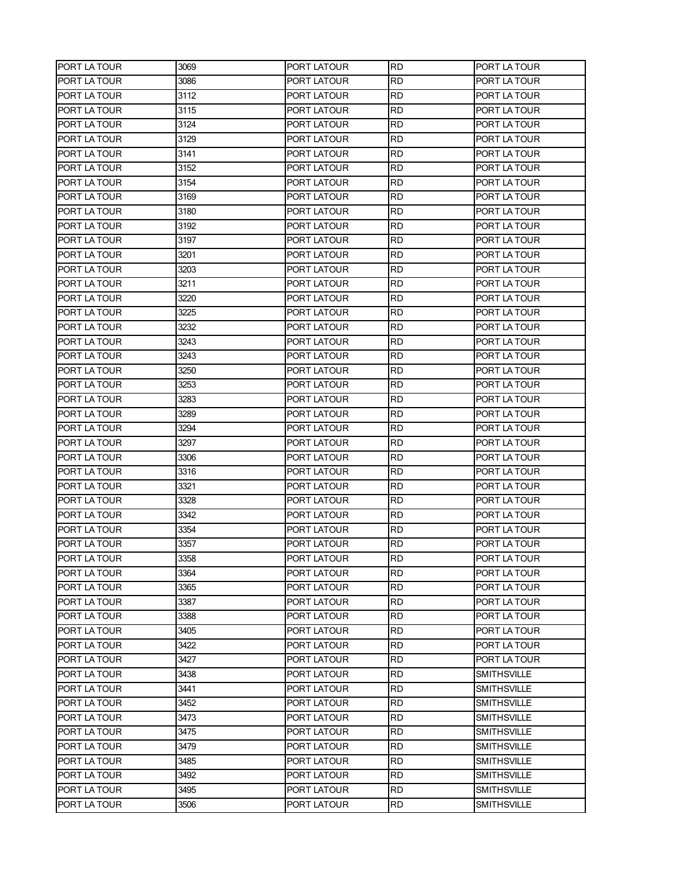| | | | | |
|---|---|---|---|---|
| PORT LA TOUR | 3069 | PORT LATOUR | RD | PORT LA TOUR |
| PORT LA TOUR | 3086 | PORT LATOUR | RD | PORT LA TOUR |
| PORT LA TOUR | 3112 | PORT LATOUR | RD | PORT LA TOUR |
| PORT LA TOUR | 3115 | PORT LATOUR | RD | PORT LA TOUR |
| PORT LA TOUR | 3124 | PORT LATOUR | RD | PORT LA TOUR |
| PORT LA TOUR | 3129 | PORT LATOUR | RD | PORT LA TOUR |
| PORT LA TOUR | 3141 | PORT LATOUR | RD | PORT LA TOUR |
| PORT LA TOUR | 3152 | PORT LATOUR | RD | PORT LA TOUR |
| PORT LA TOUR | 3154 | PORT LATOUR | RD | PORT LA TOUR |
| PORT LA TOUR | 3169 | PORT LATOUR | RD | PORT LA TOUR |
| PORT LA TOUR | 3180 | PORT LATOUR | RD | PORT LA TOUR |
| PORT LA TOUR | 3192 | PORT LATOUR | RD | PORT LA TOUR |
| PORT LA TOUR | 3197 | PORT LATOUR | RD | PORT LA TOUR |
| PORT LA TOUR | 3201 | PORT LATOUR | RD | PORT LA TOUR |
| PORT LA TOUR | 3203 | PORT LATOUR | RD | PORT LA TOUR |
| PORT LA TOUR | 3211 | PORT LATOUR | RD | PORT LA TOUR |
| PORT LA TOUR | 3220 | PORT LATOUR | RD | PORT LA TOUR |
| PORT LA TOUR | 3225 | PORT LATOUR | RD | PORT LA TOUR |
| PORT LA TOUR | 3232 | PORT LATOUR | RD | PORT LA TOUR |
| PORT LA TOUR | 3243 | PORT LATOUR | RD | PORT LA TOUR |
| PORT LA TOUR | 3243 | PORT LATOUR | RD | PORT LA TOUR |
| PORT LA TOUR | 3250 | PORT LATOUR | RD | PORT LA TOUR |
| PORT LA TOUR | 3253 | PORT LATOUR | RD | PORT LA TOUR |
| PORT LA TOUR | 3283 | PORT LATOUR | RD | PORT LA TOUR |
| PORT LA TOUR | 3289 | PORT LATOUR | RD | PORT LA TOUR |
| PORT LA TOUR | 3294 | PORT LATOUR | RD | PORT LA TOUR |
| PORT LA TOUR | 3297 | PORT LATOUR | RD | PORT LA TOUR |
| PORT LA TOUR | 3306 | PORT LATOUR | RD | PORT LA TOUR |
| PORT LA TOUR | 3316 | PORT LATOUR | RD | PORT LA TOUR |
| PORT LA TOUR | 3321 | PORT LATOUR | RD | PORT LA TOUR |
| PORT LA TOUR | 3328 | PORT LATOUR | RD | PORT LA TOUR |
| PORT LA TOUR | 3342 | PORT LATOUR | RD | PORT LA TOUR |
| PORT LA TOUR | 3354 | PORT LATOUR | RD | PORT LA TOUR |
| PORT LA TOUR | 3357 | PORT LATOUR | RD | PORT LA TOUR |
| PORT LA TOUR | 3358 | PORT LATOUR | RD | PORT LA TOUR |
| PORT LA TOUR | 3364 | PORT LATOUR | RD | PORT LA TOUR |
| PORT LA TOUR | 3365 | PORT LATOUR | RD | PORT LA TOUR |
| PORT LA TOUR | 3387 | PORT LATOUR | RD | PORT LA TOUR |
| PORT LA TOUR | 3388 | PORT LATOUR | RD | PORT LA TOUR |
| PORT LA TOUR | 3405 | PORT LATOUR | RD | PORT LA TOUR |
| PORT LA TOUR | 3422 | PORT LATOUR | RD | PORT LA TOUR |
| PORT LA TOUR | 3427 | PORT LATOUR | RD | PORT LA TOUR |
| PORT LA TOUR | 3438 | PORT LATOUR | RD | SMITHSVILLE |
| PORT LA TOUR | 3441 | PORT LATOUR | RD | SMITHSVILLE |
| PORT LA TOUR | 3452 | PORT LATOUR | RD | SMITHSVILLE |
| PORT LA TOUR | 3473 | PORT LATOUR | RD | SMITHSVILLE |
| PORT LA TOUR | 3475 | PORT LATOUR | RD | SMITHSVILLE |
| PORT LA TOUR | 3479 | PORT LATOUR | RD | SMITHSVILLE |
| PORT LA TOUR | 3485 | PORT LATOUR | RD | SMITHSVILLE |
| PORT LA TOUR | 3492 | PORT LATOUR | RD | SMITHSVILLE |
| PORT LA TOUR | 3495 | PORT LATOUR | RD | SMITHSVILLE |
| PORT LA TOUR | 3506 | PORT LATOUR | RD | SMITHSVILLE |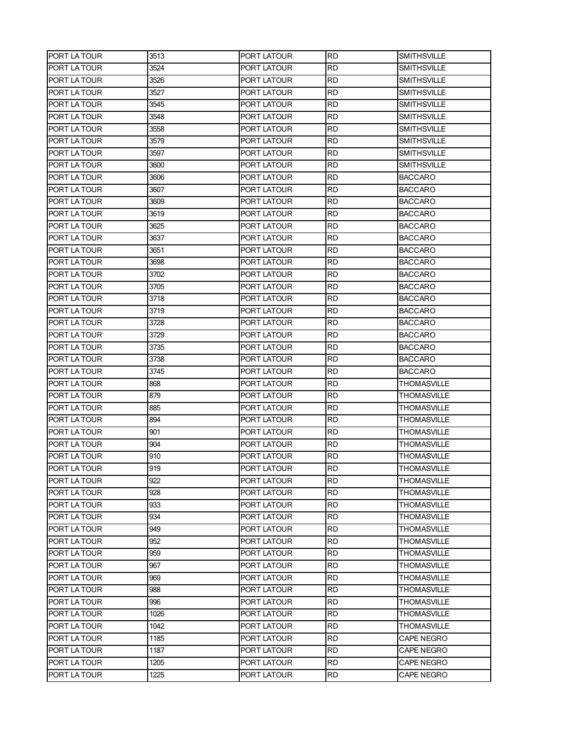| | | | | |
|---|---|---|---|---|
| PORT LA TOUR | 3513 | PORT LATOUR | RD | SMITHSVILLE |
| PORT LA TOUR | 3524 | PORT LATOUR | RD | SMITHSVILLE |
| PORT LA TOUR | 3526 | PORT LATOUR | RD | SMITHSVILLE |
| PORT LA TOUR | 3527 | PORT LATOUR | RD | SMITHSVILLE |
| PORT LA TOUR | 3545 | PORT LATOUR | RD | SMITHSVILLE |
| PORT LA TOUR | 3548 | PORT LATOUR | RD | SMITHSVILLE |
| PORT LA TOUR | 3558 | PORT LATOUR | RD | SMITHSVILLE |
| PORT LA TOUR | 3579 | PORT LATOUR | RD | SMITHSVILLE |
| PORT LA TOUR | 3597 | PORT LATOUR | RD | SMITHSVILLE |
| PORT LA TOUR | 3600 | PORT LATOUR | RD | SMITHSVILLE |
| PORT LA TOUR | 3606 | PORT LATOUR | RD | BACCARO |
| PORT LA TOUR | 3607 | PORT LATOUR | RD | BACCARO |
| PORT LA TOUR | 3609 | PORT LATOUR | RD | BACCARO |
| PORT LA TOUR | 3619 | PORT LATOUR | RD | BACCARO |
| PORT LA TOUR | 3625 | PORT LATOUR | RD | BACCARO |
| PORT LA TOUR | 3637 | PORT LATOUR | RD | BACCARO |
| PORT LA TOUR | 3651 | PORT LATOUR | RD | BACCARO |
| PORT LA TOUR | 3698 | PORT LATOUR | RD | BACCARO |
| PORT LA TOUR | 3702 | PORT LATOUR | RD | BACCARO |
| PORT LA TOUR | 3705 | PORT LATOUR | RD | BACCARO |
| PORT LA TOUR | 3718 | PORT LATOUR | RD | BACCARO |
| PORT LA TOUR | 3719 | PORT LATOUR | RD | BACCARO |
| PORT LA TOUR | 3728 | PORT LATOUR | RD | BACCARO |
| PORT LA TOUR | 3729 | PORT LATOUR | RD | BACCARO |
| PORT LA TOUR | 3735 | PORT LATOUR | RD | BACCARO |
| PORT LA TOUR | 3738 | PORT LATOUR | RD | BACCARO |
| PORT LA TOUR | 3745 | PORT LATOUR | RD | BACCARO |
| PORT LA TOUR | 868 | PORT LATOUR | RD | THOMASVILLE |
| PORT LA TOUR | 879 | PORT LATOUR | RD | THOMASVILLE |
| PORT LA TOUR | 885 | PORT LATOUR | RD | THOMASVILLE |
| PORT LA TOUR | 894 | PORT LATOUR | RD | THOMASVILLE |
| PORT LA TOUR | 901 | PORT LATOUR | RD | THOMASVILLE |
| PORT LA TOUR | 904 | PORT LATOUR | RD | THOMASVILLE |
| PORT LA TOUR | 910 | PORT LATOUR | RD | THOMASVILLE |
| PORT LA TOUR | 919 | PORT LATOUR | RD | THOMASVILLE |
| PORT LA TOUR | 922 | PORT LATOUR | RD | THOMASVILLE |
| PORT LA TOUR | 928 | PORT LATOUR | RD | THOMASVILLE |
| PORT LA TOUR | 933 | PORT LATOUR | RD | THOMASVILLE |
| PORT LA TOUR | 934 | PORT LATOUR | RD | THOMASVILLE |
| PORT LA TOUR | 949 | PORT LATOUR | RD | THOMASVILLE |
| PORT LA TOUR | 952 | PORT LATOUR | RD | THOMASVILLE |
| PORT LA TOUR | 959 | PORT LATOUR | RD | THOMASVILLE |
| PORT LA TOUR | 967 | PORT LATOUR | RD | THOMASVILLE |
| PORT LA TOUR | 969 | PORT LATOUR | RD | THOMASVILLE |
| PORT LA TOUR | 988 | PORT LATOUR | RD | THOMASVILLE |
| PORT LA TOUR | 996 | PORT LATOUR | RD | THOMASVILLE |
| PORT LA TOUR | 1026 | PORT LATOUR | RD | THOMASVILLE |
| PORT LA TOUR | 1042 | PORT LATOUR | RD | THOMASVILLE |
| PORT LA TOUR | 1185 | PORT LATOUR | RD | CAPE NEGRO |
| PORT LA TOUR | 1187 | PORT LATOUR | RD | CAPE NEGRO |
| PORT LA TOUR | 1205 | PORT LATOUR | RD | CAPE NEGRO |
| PORT LA TOUR | 1225 | PORT LATOUR | RD | CAPE NEGRO |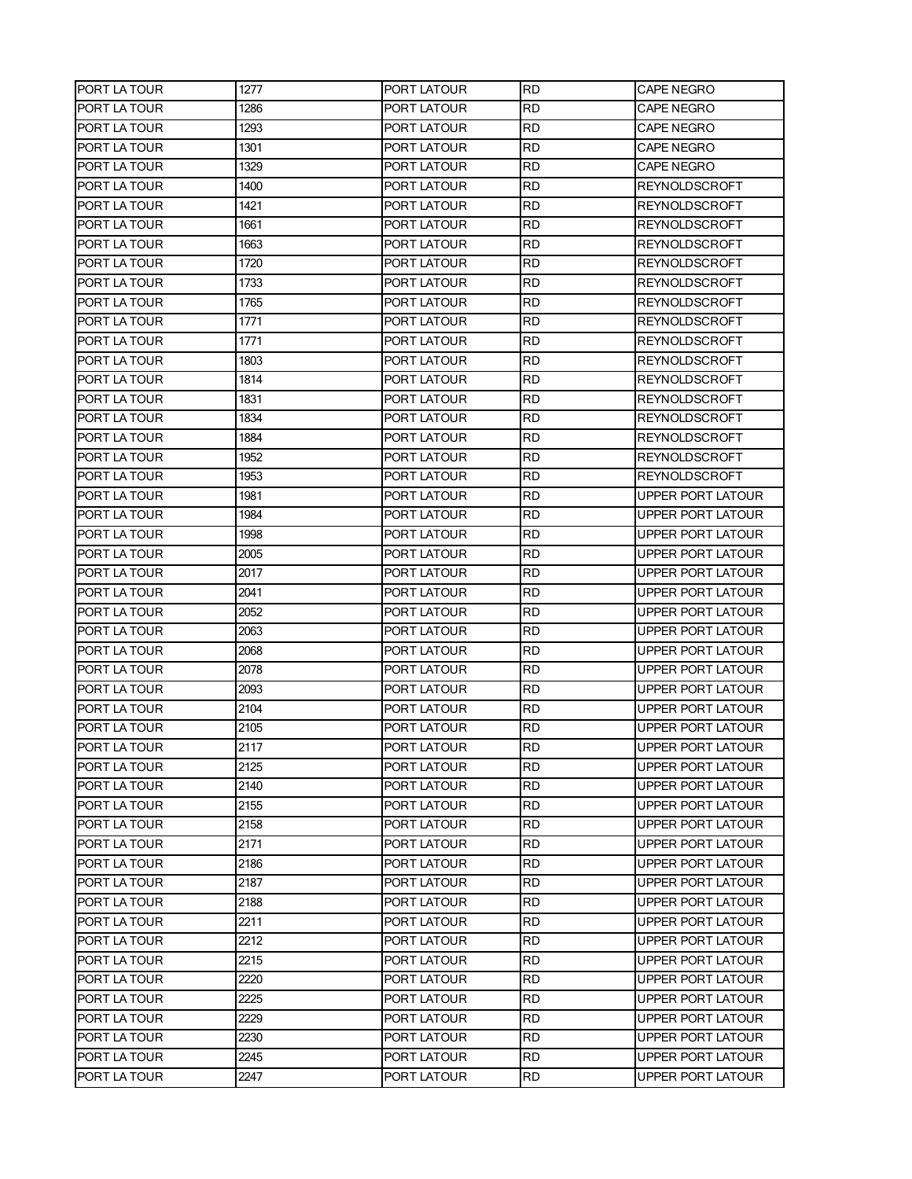| | | | | |
|---|---|---|---|---|
| PORT LA TOUR | 1277 | PORT LATOUR | RD | CAPE NEGRO |
| PORT LA TOUR | 1286 | PORT LATOUR | RD | CAPE NEGRO |
| PORT LA TOUR | 1293 | PORT LATOUR | RD | CAPE NEGRO |
| PORT LA TOUR | 1301 | PORT LATOUR | RD | CAPE NEGRO |
| PORT LA TOUR | 1329 | PORT LATOUR | RD | CAPE NEGRO |
| PORT LA TOUR | 1400 | PORT LATOUR | RD | REYNOLDSCROFT |
| PORT LA TOUR | 1421 | PORT LATOUR | RD | REYNOLDSCROFT |
| PORT LA TOUR | 1661 | PORT LATOUR | RD | REYNOLDSCROFT |
| PORT LA TOUR | 1663 | PORT LATOUR | RD | REYNOLDSCROFT |
| PORT LA TOUR | 1720 | PORT LATOUR | RD | REYNOLDSCROFT |
| PORT LA TOUR | 1733 | PORT LATOUR | RD | REYNOLDSCROFT |
| PORT LA TOUR | 1765 | PORT LATOUR | RD | REYNOLDSCROFT |
| PORT LA TOUR | 1771 | PORT LATOUR | RD | REYNOLDSCROFT |
| PORT LA TOUR | 1771 | PORT LATOUR | RD | REYNOLDSCROFT |
| PORT LA TOUR | 1803 | PORT LATOUR | RD | REYNOLDSCROFT |
| PORT LA TOUR | 1814 | PORT LATOUR | RD | REYNOLDSCROFT |
| PORT LA TOUR | 1831 | PORT LATOUR | RD | REYNOLDSCROFT |
| PORT LA TOUR | 1834 | PORT LATOUR | RD | REYNOLDSCROFT |
| PORT LA TOUR | 1884 | PORT LATOUR | RD | REYNOLDSCROFT |
| PORT LA TOUR | 1952 | PORT LATOUR | RD | REYNOLDSCROFT |
| PORT LA TOUR | 1953 | PORT LATOUR | RD | REYNOLDSCROFT |
| PORT LA TOUR | 1981 | PORT LATOUR | RD | UPPER PORT LATOUR |
| PORT LA TOUR | 1984 | PORT LATOUR | RD | UPPER PORT LATOUR |
| PORT LA TOUR | 1998 | PORT LATOUR | RD | UPPER PORT LATOUR |
| PORT LA TOUR | 2005 | PORT LATOUR | RD | UPPER PORT LATOUR |
| PORT LA TOUR | 2017 | PORT LATOUR | RD | UPPER PORT LATOUR |
| PORT LA TOUR | 2041 | PORT LATOUR | RD | UPPER PORT LATOUR |
| PORT LA TOUR | 2052 | PORT LATOUR | RD | UPPER PORT LATOUR |
| PORT LA TOUR | 2063 | PORT LATOUR | RD | UPPER PORT LATOUR |
| PORT LA TOUR | 2068 | PORT LATOUR | RD | UPPER PORT LATOUR |
| PORT LA TOUR | 2078 | PORT LATOUR | RD | UPPER PORT LATOUR |
| PORT LA TOUR | 2093 | PORT LATOUR | RD | UPPER PORT LATOUR |
| PORT LA TOUR | 2104 | PORT LATOUR | RD | UPPER PORT LATOUR |
| PORT LA TOUR | 2105 | PORT LATOUR | RD | UPPER PORT LATOUR |
| PORT LA TOUR | 2117 | PORT LATOUR | RD | UPPER PORT LATOUR |
| PORT LA TOUR | 2125 | PORT LATOUR | RD | UPPER PORT LATOUR |
| PORT LA TOUR | 2140 | PORT LATOUR | RD | UPPER PORT LATOUR |
| PORT LA TOUR | 2155 | PORT LATOUR | RD | UPPER PORT LATOUR |
| PORT LA TOUR | 2158 | PORT LATOUR | RD | UPPER PORT LATOUR |
| PORT LA TOUR | 2171 | PORT LATOUR | RD | UPPER PORT LATOUR |
| PORT LA TOUR | 2186 | PORT LATOUR | RD | UPPER PORT LATOUR |
| PORT LA TOUR | 2187 | PORT LATOUR | RD | UPPER PORT LATOUR |
| PORT LA TOUR | 2188 | PORT LATOUR | RD | UPPER PORT LATOUR |
| PORT LA TOUR | 2211 | PORT LATOUR | RD | UPPER PORT LATOUR |
| PORT LA TOUR | 2212 | PORT LATOUR | RD | UPPER PORT LATOUR |
| PORT LA TOUR | 2215 | PORT LATOUR | RD | UPPER PORT LATOUR |
| PORT LA TOUR | 2220 | PORT LATOUR | RD | UPPER PORT LATOUR |
| PORT LA TOUR | 2225 | PORT LATOUR | RD | UPPER PORT LATOUR |
| PORT LA TOUR | 2229 | PORT LATOUR | RD | UPPER PORT LATOUR |
| PORT LA TOUR | 2230 | PORT LATOUR | RD | UPPER PORT LATOUR |
| PORT LA TOUR | 2245 | PORT LATOUR | RD | UPPER PORT LATOUR |
| PORT LA TOUR | 2247 | PORT LATOUR | RD | UPPER PORT LATOUR |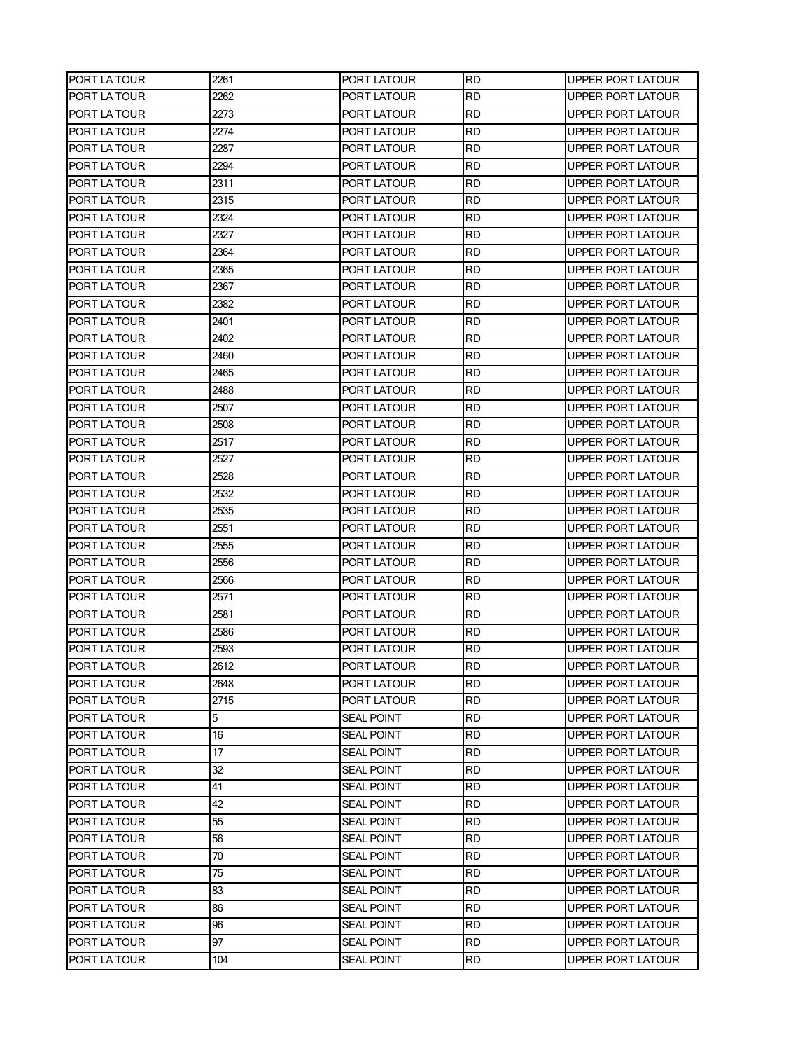| | | | | |
|---|---|---|---|---|
| PORT LA TOUR | 2261 | PORT LATOUR | RD | UPPER PORT LATOUR |
| PORT LA TOUR | 2262 | PORT LATOUR | RD | UPPER PORT LATOUR |
| PORT LA TOUR | 2273 | PORT LATOUR | RD | UPPER PORT LATOUR |
| PORT LA TOUR | 2274 | PORT LATOUR | RD | UPPER PORT LATOUR |
| PORT LA TOUR | 2287 | PORT LATOUR | RD | UPPER PORT LATOUR |
| PORT LA TOUR | 2294 | PORT LATOUR | RD | UPPER PORT LATOUR |
| PORT LA TOUR | 2311 | PORT LATOUR | RD | UPPER PORT LATOUR |
| PORT LA TOUR | 2315 | PORT LATOUR | RD | UPPER PORT LATOUR |
| PORT LA TOUR | 2324 | PORT LATOUR | RD | UPPER PORT LATOUR |
| PORT LA TOUR | 2327 | PORT LATOUR | RD | UPPER PORT LATOUR |
| PORT LA TOUR | 2364 | PORT LATOUR | RD | UPPER PORT LATOUR |
| PORT LA TOUR | 2365 | PORT LATOUR | RD | UPPER PORT LATOUR |
| PORT LA TOUR | 2367 | PORT LATOUR | RD | UPPER PORT LATOUR |
| PORT LA TOUR | 2382 | PORT LATOUR | RD | UPPER PORT LATOUR |
| PORT LA TOUR | 2401 | PORT LATOUR | RD | UPPER PORT LATOUR |
| PORT LA TOUR | 2402 | PORT LATOUR | RD | UPPER PORT LATOUR |
| PORT LA TOUR | 2460 | PORT LATOUR | RD | UPPER PORT LATOUR |
| PORT LA TOUR | 2465 | PORT LATOUR | RD | UPPER PORT LATOUR |
| PORT LA TOUR | 2488 | PORT LATOUR | RD | UPPER PORT LATOUR |
| PORT LA TOUR | 2507 | PORT LATOUR | RD | UPPER PORT LATOUR |
| PORT LA TOUR | 2508 | PORT LATOUR | RD | UPPER PORT LATOUR |
| PORT LA TOUR | 2517 | PORT LATOUR | RD | UPPER PORT LATOUR |
| PORT LA TOUR | 2527 | PORT LATOUR | RD | UPPER PORT LATOUR |
| PORT LA TOUR | 2528 | PORT LATOUR | RD | UPPER PORT LATOUR |
| PORT LA TOUR | 2532 | PORT LATOUR | RD | UPPER PORT LATOUR |
| PORT LA TOUR | 2535 | PORT LATOUR | RD | UPPER PORT LATOUR |
| PORT LA TOUR | 2551 | PORT LATOUR | RD | UPPER PORT LATOUR |
| PORT LA TOUR | 2555 | PORT LATOUR | RD | UPPER PORT LATOUR |
| PORT LA TOUR | 2556 | PORT LATOUR | RD | UPPER PORT LATOUR |
| PORT LA TOUR | 2566 | PORT LATOUR | RD | UPPER PORT LATOUR |
| PORT LA TOUR | 2571 | PORT LATOUR | RD | UPPER PORT LATOUR |
| PORT LA TOUR | 2581 | PORT LATOUR | RD | UPPER PORT LATOUR |
| PORT LA TOUR | 2586 | PORT LATOUR | RD | UPPER PORT LATOUR |
| PORT LA TOUR | 2593 | PORT LATOUR | RD | UPPER PORT LATOUR |
| PORT LA TOUR | 2612 | PORT LATOUR | RD | UPPER PORT LATOUR |
| PORT LA TOUR | 2648 | PORT LATOUR | RD | UPPER PORT LATOUR |
| PORT LA TOUR | 2715 | PORT LATOUR | RD | UPPER PORT LATOUR |
| PORT LA TOUR | 5 | SEAL POINT | RD | UPPER PORT LATOUR |
| PORT LA TOUR | 16 | SEAL POINT | RD | UPPER PORT LATOUR |
| PORT LA TOUR | 17 | SEAL POINT | RD | UPPER PORT LATOUR |
| PORT LA TOUR | 32 | SEAL POINT | RD | UPPER PORT LATOUR |
| PORT LA TOUR | 41 | SEAL POINT | RD | UPPER PORT LATOUR |
| PORT LA TOUR | 42 | SEAL POINT | RD | UPPER PORT LATOUR |
| PORT LA TOUR | 55 | SEAL POINT | RD | UPPER PORT LATOUR |
| PORT LA TOUR | 56 | SEAL POINT | RD | UPPER PORT LATOUR |
| PORT LA TOUR | 70 | SEAL POINT | RD | UPPER PORT LATOUR |
| PORT LA TOUR | 75 | SEAL POINT | RD | UPPER PORT LATOUR |
| PORT LA TOUR | 83 | SEAL POINT | RD | UPPER PORT LATOUR |
| PORT LA TOUR | 86 | SEAL POINT | RD | UPPER PORT LATOUR |
| PORT LA TOUR | 96 | SEAL POINT | RD | UPPER PORT LATOUR |
| PORT LA TOUR | 97 | SEAL POINT | RD | UPPER PORT LATOUR |
| PORT LA TOUR | 104 | SEAL POINT | RD | UPPER PORT LATOUR |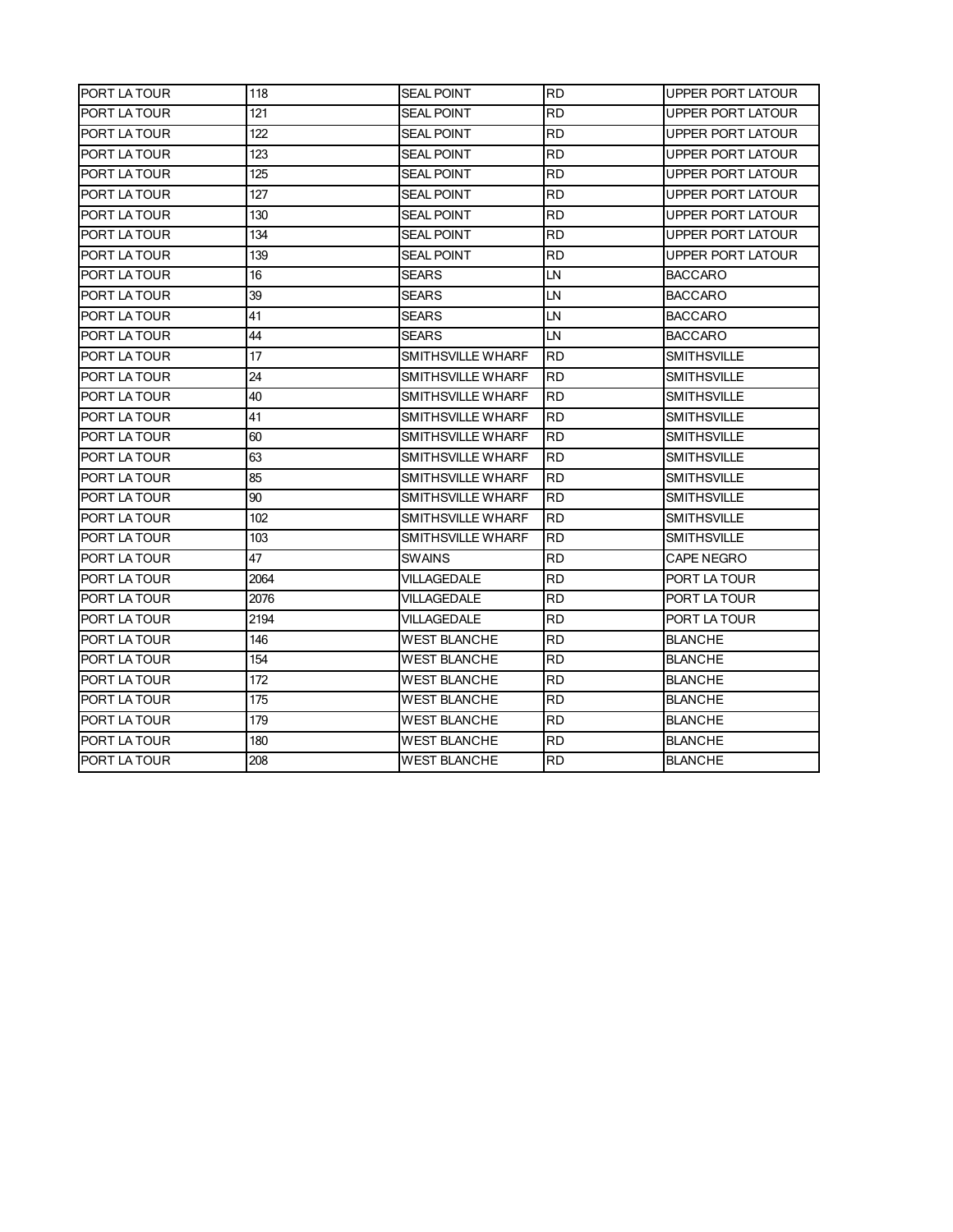| | | | | |
|---|---|---|---|---|
| PORT LA TOUR | 118 | SEAL POINT | RD | UPPER PORT LATOUR |
| PORT LA TOUR | 121 | SEAL POINT | RD | UPPER PORT LATOUR |
| PORT LA TOUR | 122 | SEAL POINT | RD | UPPER PORT LATOUR |
| PORT LA TOUR | 123 | SEAL POINT | RD | UPPER PORT LATOUR |
| PORT LA TOUR | 125 | SEAL POINT | RD | UPPER PORT LATOUR |
| PORT LA TOUR | 127 | SEAL POINT | RD | UPPER PORT LATOUR |
| PORT LA TOUR | 130 | SEAL POINT | RD | UPPER PORT LATOUR |
| PORT LA TOUR | 134 | SEAL POINT | RD | UPPER PORT LATOUR |
| PORT LA TOUR | 139 | SEAL POINT | RD | UPPER PORT LATOUR |
| PORT LA TOUR | 16 | SEARS | LN | BACCARO |
| PORT LA TOUR | 39 | SEARS | LN | BACCARO |
| PORT LA TOUR | 41 | SEARS | LN | BACCARO |
| PORT LA TOUR | 44 | SEARS | LN | BACCARO |
| PORT LA TOUR | 17 | SMITHSVILLE WHARF | RD | SMITHSVILLE |
| PORT LA TOUR | 24 | SMITHSVILLE WHARF | RD | SMITHSVILLE |
| PORT LA TOUR | 40 | SMITHSVILLE WHARF | RD | SMITHSVILLE |
| PORT LA TOUR | 41 | SMITHSVILLE WHARF | RD | SMITHSVILLE |
| PORT LA TOUR | 60 | SMITHSVILLE WHARF | RD | SMITHSVILLE |
| PORT LA TOUR | 63 | SMITHSVILLE WHARF | RD | SMITHSVILLE |
| PORT LA TOUR | 85 | SMITHSVILLE WHARF | RD | SMITHSVILLE |
| PORT LA TOUR | 90 | SMITHSVILLE WHARF | RD | SMITHSVILLE |
| PORT LA TOUR | 102 | SMITHSVILLE WHARF | RD | SMITHSVILLE |
| PORT LA TOUR | 103 | SMITHSVILLE WHARF | RD | SMITHSVILLE |
| PORT LA TOUR | 47 | SWAINS | RD | CAPE NEGRO |
| PORT LA TOUR | 2064 | VILLAGEDALE | RD | PORT LA TOUR |
| PORT LA TOUR | 2076 | VILLAGEDALE | RD | PORT LA TOUR |
| PORT LA TOUR | 2194 | VILLAGEDALE | RD | PORT LA TOUR |
| PORT LA TOUR | 146 | WEST BLANCHE | RD | BLANCHE |
| PORT LA TOUR | 154 | WEST BLANCHE | RD | BLANCHE |
| PORT LA TOUR | 172 | WEST BLANCHE | RD | BLANCHE |
| PORT LA TOUR | 175 | WEST BLANCHE | RD | BLANCHE |
| PORT LA TOUR | 179 | WEST BLANCHE | RD | BLANCHE |
| PORT LA TOUR | 180 | WEST BLANCHE | RD | BLANCHE |
| PORT LA TOUR | 208 | WEST BLANCHE | RD | BLANCHE |